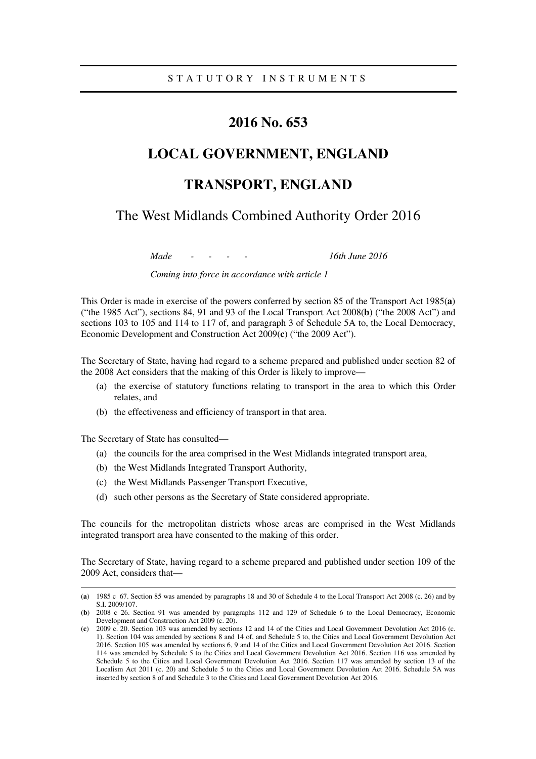STATUTORY INSTRUMENTS

# 2016 No. 653

# LOCAL GOVERNMENT, ENGLAND

# TRANSPORT, ENGLAND

## The West Midlands Combined Authority Order 2016

*Made - - - - 16th June 2016*

*Coming into force in accordance with article 1*

This Order is made in exercise of the powers conferred by section 85 of the Transport Act 1985(**a**) ("the 1985 Act"), sections 84, 91 and 93 of the Local Transport Act 2008(**b**) ("the 2008 Act") and sections 103 to 105 and 114 to 117 of, and paragraph 3 of Schedule 5A to, the Local Democracy, Economic Development and Construction Act 2009(**c**) ("the 2009 Act").

The Secretary of State, having had regard to a scheme prepared and published under section 82 of the 2008 Act considers that the making of this Order is likely to improve—

(a) the exercise of statutory functions relating to transport in the area to which this Order relates, and

(b) the effectiveness and efficiency of transport in that area.

The Secretary of State has consulted—

(a) the councils for the area comprised in the West Midlands integrated transport area,

(b) the West Midlands Integrated Transport Authority,

(c) the West Midlands Passenger Transport Executive,

(d) such other persons as the Secretary of State considered appropriate.

The councils for the metropolitan districts whose areas are comprised in the West Midlands integrated transport area have consented to the making of this order.

The Secretary of State, having regard to a scheme prepared and published under section 109 of the 2009 Act, considers that—

---

(**a**) 1985 c 67. Section 85 was amended by paragraphs 18 and 30 of Schedule 4 to the Local Transport Act 2008 (c. 26) and by S.I. 2009/107.

(**b**) 2008 c 26. Section 91 was amended by paragraphs 112 and 129 of Schedule 6 to the Local Democracy, Economic Development and Construction Act 2009 (c. 20).

(**c**) 2009 c. 20. Section 103 was amended by sections 12 and 14 of the Cities and Local Government Devolution Act 2016 (c. 1). Section 104 was amended by sections 8 and 14 of, and Schedule 5 to, the Cities and Local Government Devolution Act 2016. Section 105 was amended by sections 6, 9 and 14 of the Cities and Local Government Devolution Act 2016. Section 114 was amended by Schedule 5 to the Cities and Local Government Devolution Act 2016. Section 116 was amended by Schedule 5 to the Cities and Local Government Devolution Act 2016. Section 117 was amended by section 13 of the Localism Act 2011 (c. 20) and Schedule 5 to the Cities and Local Government Devolution Act 2016. Schedule 5A was inserted by section 8 of and Schedule 3 to the Cities and Local Government Devolution Act 2016.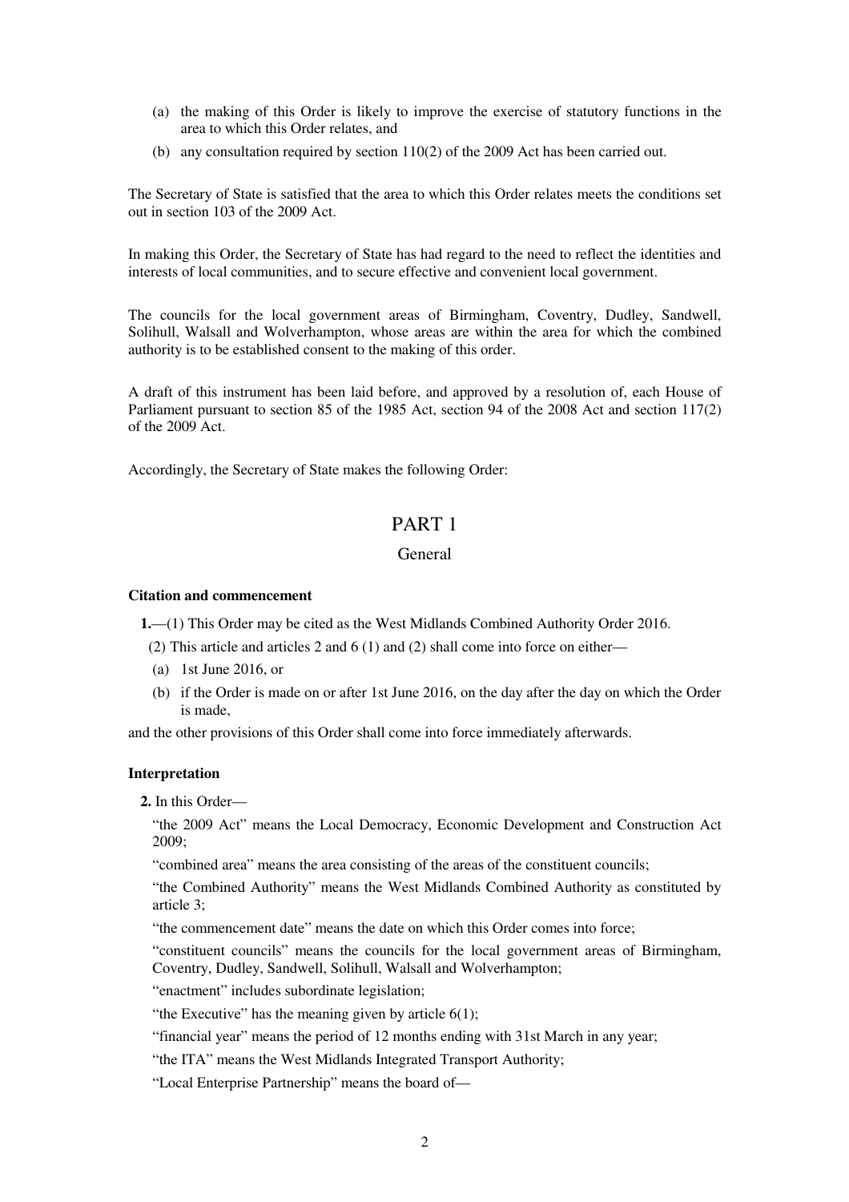(a) the making of this Order is likely to improve the exercise of statutory functions in the area to which this Order relates, and

(b) any consultation required by section 110(2) of the 2009 Act has been carried out.

The Secretary of State is satisfied that the area to which this Order relates meets the conditions set out in section 103 of the 2009 Act.

In making this Order, the Secretary of State has had regard to the need to reflect the identities and interests of local communities, and to secure effective and convenient local government.

The councils for the local government areas of Birmingham, Coventry, Dudley, Sandwell, Solihull, Walsall and Wolverhampton, whose areas are within the area for which the combined authority is to be established consent to the making of this order.

A draft of this instrument has been laid before, and approved by a resolution of, each House of Parliament pursuant to section 85 of the 1985 Act, section 94 of the 2008 Act and section 117(2) of the 2009 Act.

Accordingly, the Secretary of State makes the following Order:

# PART 1

## General

### Citation and commencement

**1.**—(1) This Order may be cited as the West Midlands Combined Authority Order 2016.

(2) This article and articles 2 and 6 (1) and (2) shall come into force on either—

(a) 1st June 2016, or

(b) if the Order is made on or after 1st June 2016, on the day after the day on which the Order is made,

and the other provisions of this Order shall come into force immediately afterwards.

### Interpretation

**2.** In this Order—

"the 2009 Act" means the Local Democracy, Economic Development and Construction Act 2009;

"combined area" means the area consisting of the areas of the constituent councils;

"the Combined Authority" means the West Midlands Combined Authority as constituted by article 3;

"the commencement date" means the date on which this Order comes into force;

"constituent councils" means the councils for the local government areas of Birmingham, Coventry, Dudley, Sandwell, Solihull, Walsall and Wolverhampton;

"enactment" includes subordinate legislation;

"the Executive" has the meaning given by article 6(1);

"financial year" means the period of 12 months ending with 31st March in any year;

"the ITA" means the West Midlands Integrated Transport Authority;

"Local Enterprise Partnership" means the board of—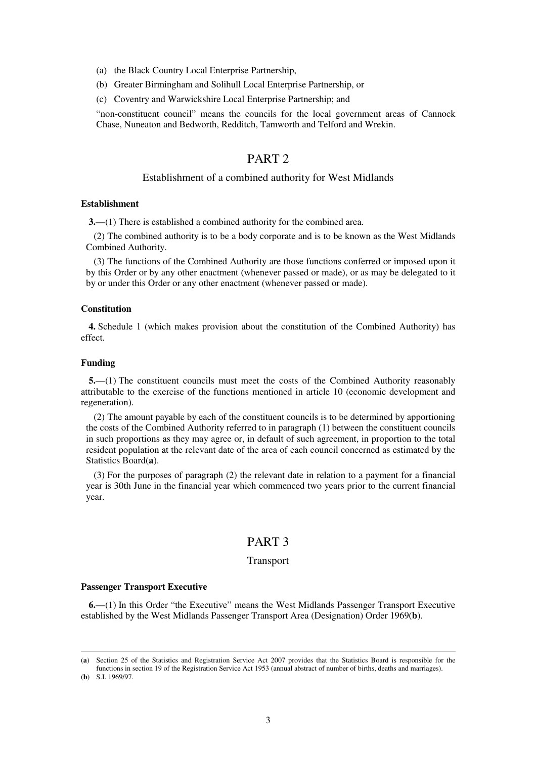(a) the Black Country Local Enterprise Partnership,

(b) Greater Birmingham and Solihull Local Enterprise Partnership, or

(c) Coventry and Warwickshire Local Enterprise Partnership; and

"non-constituent council" means the councils for the local government areas of Cannock Chase, Nuneaton and Bedworth, Redditch, Tamworth and Telford and Wrekin.

# PART 2

## Establishment of a combined authority for West Midlands

**Establishment**

**3.**—(1) There is established a combined authority for the combined area.

(2) The combined authority is to be a body corporate and is to be known as the West Midlands Combined Authority.

(3) The functions of the Combined Authority are those functions conferred or imposed upon it by this Order or by any other enactment (whenever passed or made), or as may be delegated to it by or under this Order or any other enactment (whenever passed or made).

**Constitution**

**4.** Schedule 1 (which makes provision about the constitution of the Combined Authority) has effect.

**Funding**

**5.**—(1) The constituent councils must meet the costs of the Combined Authority reasonably attributable to the exercise of the functions mentioned in article 10 (economic development and regeneration).

(2) The amount payable by each of the constituent councils is to be determined by apportioning the costs of the Combined Authority referred to in paragraph (1) between the constituent councils in such proportions as they may agree or, in default of such agreement, in proportion to the total resident population at the relevant date of the area of each council concerned as estimated by the Statistics Board(**a**).

(3) For the purposes of paragraph (2) the relevant date in relation to a payment for a financial year is 30th June in the financial year which commenced two years prior to the current financial year.

# PART 3

## Transport

**Passenger Transport Executive**

**6.**—(1) In this Order "the Executive" means the West Midlands Passenger Transport Executive established by the West Midlands Passenger Transport Area (Designation) Order 1969(**b**).

---

(**a**) Section 25 of the Statistics and Registration Service Act 2007 provides that the Statistics Board is responsible for the functions in section 19 of the Registration Service Act 1953 (annual abstract of number of births, deaths and marriages).

(**b**) S.I. 1969/97.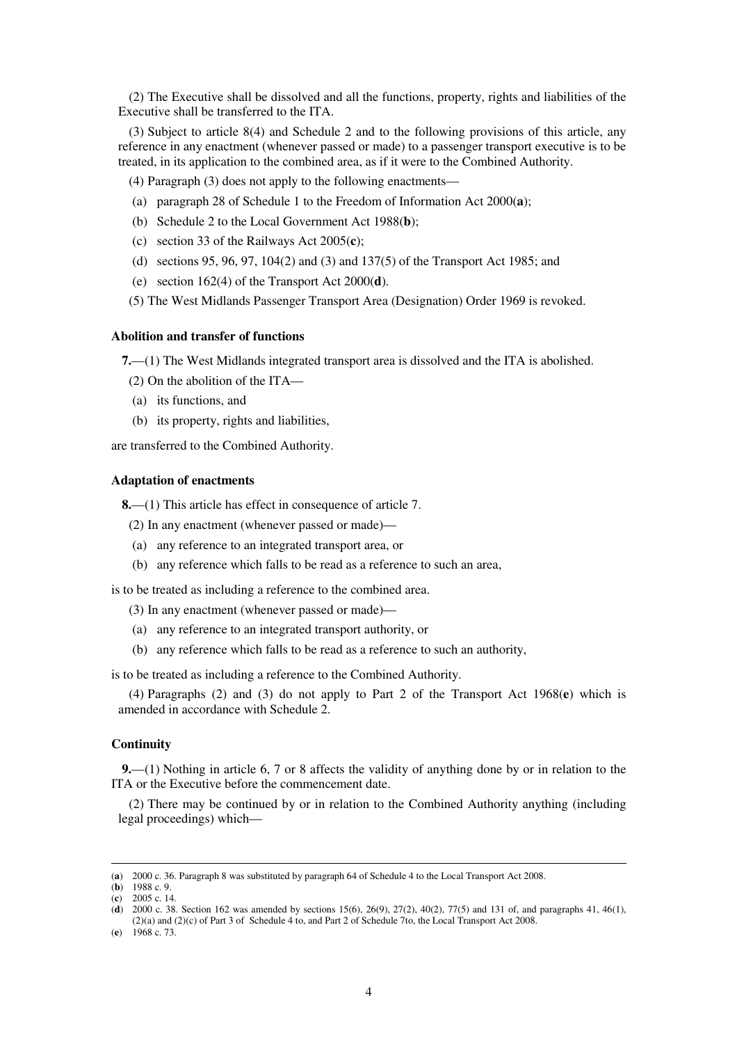(2) The Executive shall be dissolved and all the functions, property, rights and liabilities of the Executive shall be transferred to the ITA.

(3) Subject to article 8(4) and Schedule 2 and to the following provisions of this article, any reference in any enactment (whenever passed or made) to a passenger transport executive is to be treated, in its application to the combined area, as if it were to the Combined Authority.

(4) Paragraph (3) does not apply to the following enactments—

(a) paragraph 28 of Schedule 1 to the Freedom of Information Act 2000(**a**);

(b) Schedule 2 to the Local Government Act 1988(**b**);

(c) section 33 of the Railways Act 2005(**c**);

(d) sections 95, 96, 97, 104(2) and (3) and 137(5) of the Transport Act 1985; and

(e) section 162(4) of the Transport Act 2000(**d**).

(5) The West Midlands Passenger Transport Area (Designation) Order 1969 is revoked.

**Abolition and transfer of functions**

**7.**—(1) The West Midlands integrated transport area is dissolved and the ITA is abolished.

(2) On the abolition of the ITA—

(a) its functions, and

(b) its property, rights and liabilities,

are transferred to the Combined Authority.

**Adaptation of enactments**

**8.**—(1) This article has effect in consequence of article 7.

(2) In any enactment (whenever passed or made)—

(a) any reference to an integrated transport area, or

(b) any reference which falls to be read as a reference to such an area,

is to be treated as including a reference to the combined area.

(3) In any enactment (whenever passed or made)—

(a) any reference to an integrated transport authority, or

(b) any reference which falls to be read as a reference to such an authority,

is to be treated as including a reference to the Combined Authority.

(4) Paragraphs (2) and (3) do not apply to Part 2 of the Transport Act 1968(**e**) which is amended in accordance with Schedule 2.

**Continuity**

**9.**—(1) Nothing in article 6, 7 or 8 affects the validity of anything done by or in relation to the ITA or the Executive before the commencement date.

(2) There may be continued by or in relation to the Combined Authority anything (including legal proceedings) which—

---

(**a**) 2000 c. 36. Paragraph 8 was substituted by paragraph 64 of Schedule 4 to the Local Transport Act 2008.

(**b**) 1988 c. 9.

(**c**) 2005 c. 14.

(**d**) 2000 c. 38. Section 162 was amended by sections 15(6), 26(9), 27(2), 40(2), 77(5) and 131 of, and paragraphs 41, 46(1), (2)(a) and (2)(c) of Part 3 of Schedule 4 to, and Part 2 of Schedule 7to, the Local Transport Act 2008.

(**e**) 1968 c. 73.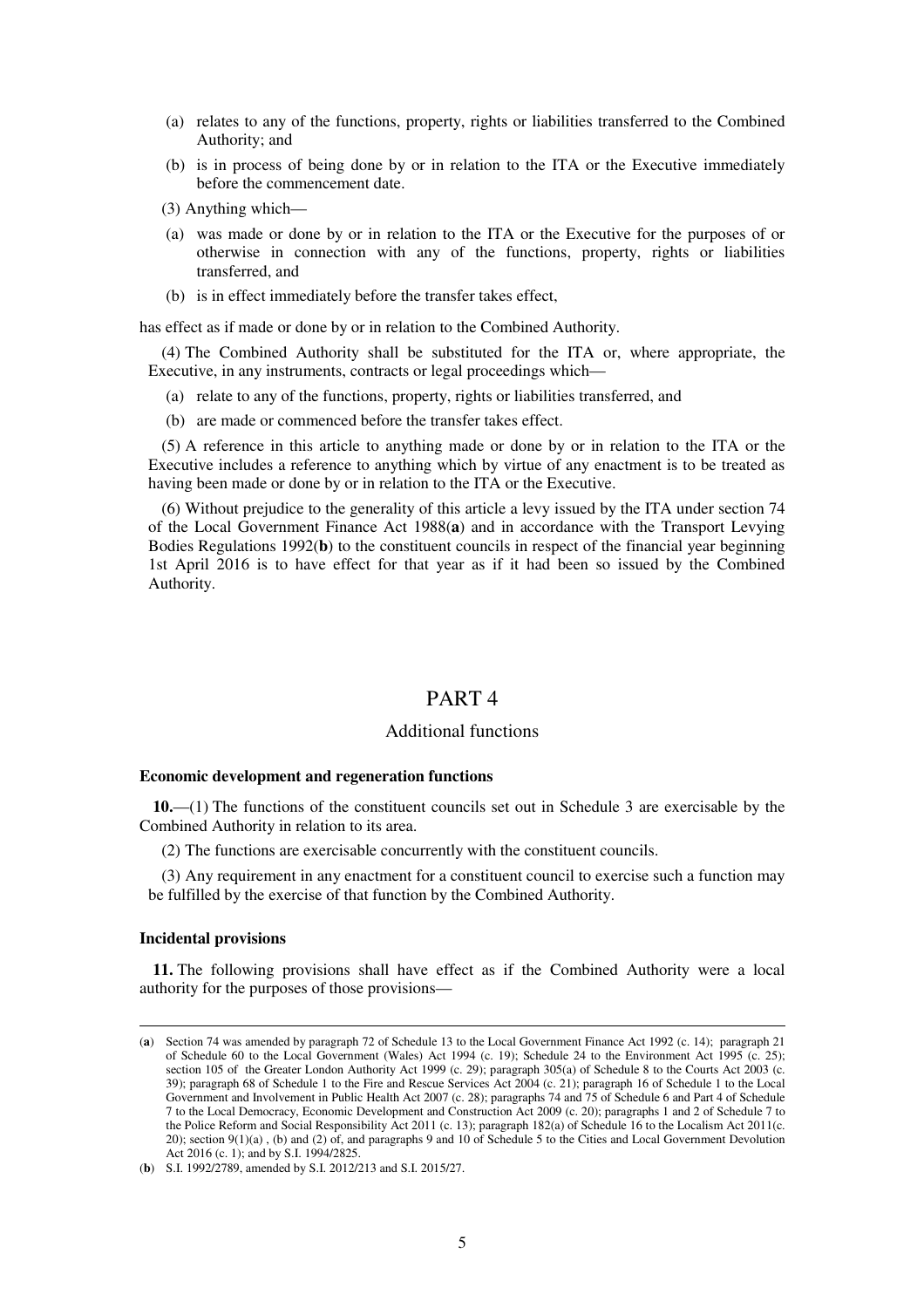(a) relates to any of the functions, property, rights or liabilities transferred to the Combined Authority; and

(b) is in process of being done by or in relation to the ITA or the Executive immediately before the commencement date.

(3) Anything which—

(a) was made or done by or in relation to the ITA or the Executive for the purposes of or otherwise in connection with any of the functions, property, rights or liabilities transferred, and

(b) is in effect immediately before the transfer takes effect,

has effect as if made or done by or in relation to the Combined Authority.

(4) The Combined Authority shall be substituted for the ITA or, where appropriate, the Executive, in any instruments, contracts or legal proceedings which—

(a) relate to any of the functions, property, rights or liabilities transferred, and

(b) are made or commenced before the transfer takes effect.

(5) A reference in this article to anything made or done by or in relation to the ITA or the Executive includes a reference to anything which by virtue of any enactment is to be treated as having been made or done by or in relation to the ITA or the Executive.

(6) Without prejudice to the generality of this article a levy issued by the ITA under section 74 of the Local Government Finance Act 1988(**a**) and in accordance with the Transport Levying Bodies Regulations 1992(**b**) to the constituent councils in respect of the financial year beginning 1st April 2016 is to have effect for that year as if it had been so issued by the Combined Authority.

# PART 4

## Additional functions

**Economic development and regeneration functions**

**10.**—(1) The functions of the constituent councils set out in Schedule 3 are exercisable by the Combined Authority in relation to its area.

(2) The functions are exercisable concurrently with the constituent councils.

(3) Any requirement in any enactment for a constituent council to exercise such a function may be fulfilled by the exercise of that function by the Combined Authority.

**Incidental provisions**

**11.** The following provisions shall have effect as if the Combined Authority were a local authority for the purposes of those provisions—

---

(**a**) Section 74 was amended by paragraph 72 of Schedule 13 to the Local Government Finance Act 1992 (c. 14); paragraph 21 of Schedule 60 to the Local Government (Wales) Act 1994 (c. 19); Schedule 24 to the Environment Act 1995 (c. 25); section 105 of the Greater London Authority Act 1999 (c. 29); paragraph 305(a) of Schedule 8 to the Courts Act 2003 (c. 39); paragraph 68 of Schedule 1 to the Fire and Rescue Services Act 2004 (c. 21); paragraph 16 of Schedule 1 to the Local Government and Involvement in Public Health Act 2007 (c. 28); paragraphs 74 and 75 of Schedule 6 and Part 4 of Schedule 7 to the Local Democracy, Economic Development and Construction Act 2009 (c. 20); paragraphs 1 and 2 of Schedule 7 to the Police Reform and Social Responsibility Act 2011 (c. 13); paragraph 182(a) of Schedule 16 to the Localism Act 2011(c. 20); section 9(1)(a) , (b) and (2) of, and paragraphs 9 and 10 of Schedule 5 to the Cities and Local Government Devolution Act 2016 (c. 1); and by S.I. 1994/2825.

(**b**) S.I. 1992/2789, amended by S.I. 2012/213 and S.I. 2015/27.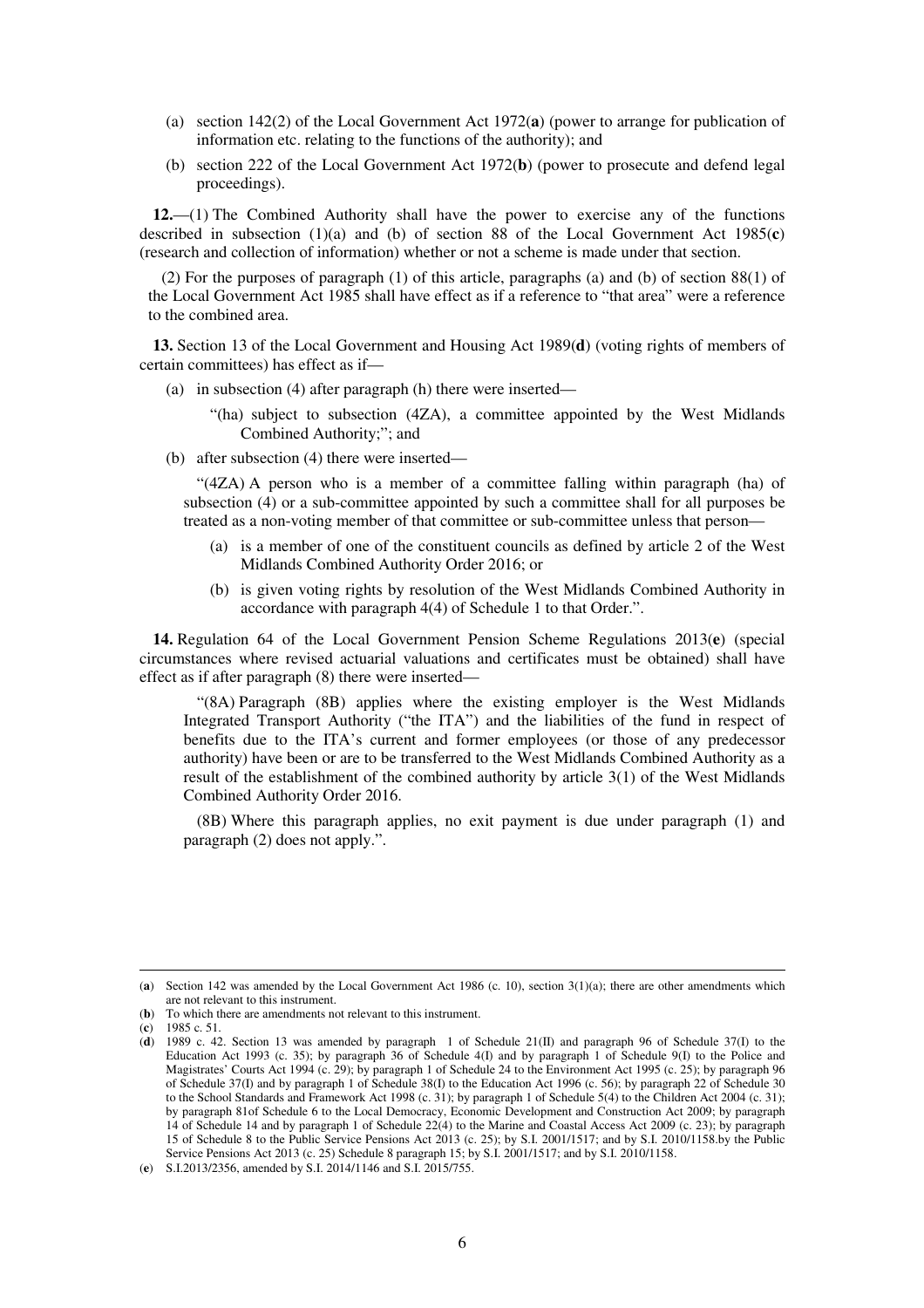(a) section 142(2) of the Local Government Act 1972(**a**) (power to arrange for publication of information etc. relating to the functions of the authority); and

(b) section 222 of the Local Government Act 1972(**b**) (power to prosecute and defend legal proceedings).

**12.**—(1) The Combined Authority shall have the power to exercise any of the functions described in subsection (1)(a) and (b) of section 88 of the Local Government Act 1985(**c**) (research and collection of information) whether or not a scheme is made under that section.

(2) For the purposes of paragraph (1) of this article, paragraphs (a) and (b) of section 88(1) of the Local Government Act 1985 shall have effect as if a reference to "that area" were a reference to the combined area.

**13.** Section 13 of the Local Government and Housing Act 1989(**d**) (voting rights of members of certain committees) has effect as if—

(a) in subsection (4) after paragraph (h) there were inserted—

"(ha) subject to subsection (4ZA), a committee appointed by the West Midlands Combined Authority;"; and

(b) after subsection (4) there were inserted—

"(4ZA) A person who is a member of a committee falling within paragraph (ha) of subsection (4) or a sub-committee appointed by such a committee shall for all purposes be treated as a non-voting member of that committee or sub-committee unless that person—

(a) is a member of one of the constituent councils as defined by article 2 of the West Midlands Combined Authority Order 2016; or

(b) is given voting rights by resolution of the West Midlands Combined Authority in accordance with paragraph 4(4) of Schedule 1 to that Order.".

**14.** Regulation 64 of the Local Government Pension Scheme Regulations 2013(**e**) (special circumstances where revised actuarial valuations and certificates must be obtained) shall have effect as if after paragraph (8) there were inserted—

"(8A) Paragraph (8B) applies where the existing employer is the West Midlands Integrated Transport Authority ("the ITA") and the liabilities of the fund in respect of benefits due to the ITA's current and former employees (or those of any predecessor authority) have been or are to be transferred to the West Midlands Combined Authority as a result of the establishment of the combined authority by article 3(1) of the West Midlands Combined Authority Order 2016.

(8B) Where this paragraph applies, no exit payment is due under paragraph (1) and paragraph (2) does not apply.".

---

(**a**) Section 142 was amended by the Local Government Act 1986 (c. 10), section 3(1)(a); there are other amendments which are not relevant to this instrument.

(**b**) To which there are amendments not relevant to this instrument.

(**c**) 1985 c. 51.

(**d**) 1989 c. 42. Section 13 was amended by paragraph 1 of Schedule 21(II) and paragraph 96 of Schedule 37(I) to the Education Act 1993 (c. 35); by paragraph 36 of Schedule 4(I) and by paragraph 1 of Schedule 9(I) to the Police and Magistrates' Courts Act 1994 (c. 29); by paragraph 1 of Schedule 24 to the Environment Act 1995 (c. 25); by paragraph 96 of Schedule 37(I) and by paragraph 1 of Schedule 38(I) to the Education Act 1996 (c. 56); by paragraph 22 of Schedule 30 to the School Standards and Framework Act 1998 (c. 31); by paragraph 1 of Schedule 5(4) to the Children Act 2004 (c. 31); by paragraph 81of Schedule 6 to the Local Democracy, Economic Development and Construction Act 2009; by paragraph 14 of Schedule 14 and by paragraph 1 of Schedule 22(4) to the Marine and Coastal Access Act 2009 (c. 23); by paragraph 15 of Schedule 8 to the Public Service Pensions Act 2013 (c. 25); by S.I. 2001/1517; and by S.I. 2010/1158.by the Public Service Pensions Act 2013 (c. 25) Schedule 8 paragraph 15; by S.I. 2001/1517; and by S.I. 2010/1158.

(**e**) S.I.2013/2356, amended by S.I. 2014/1146 and S.I. 2015/755.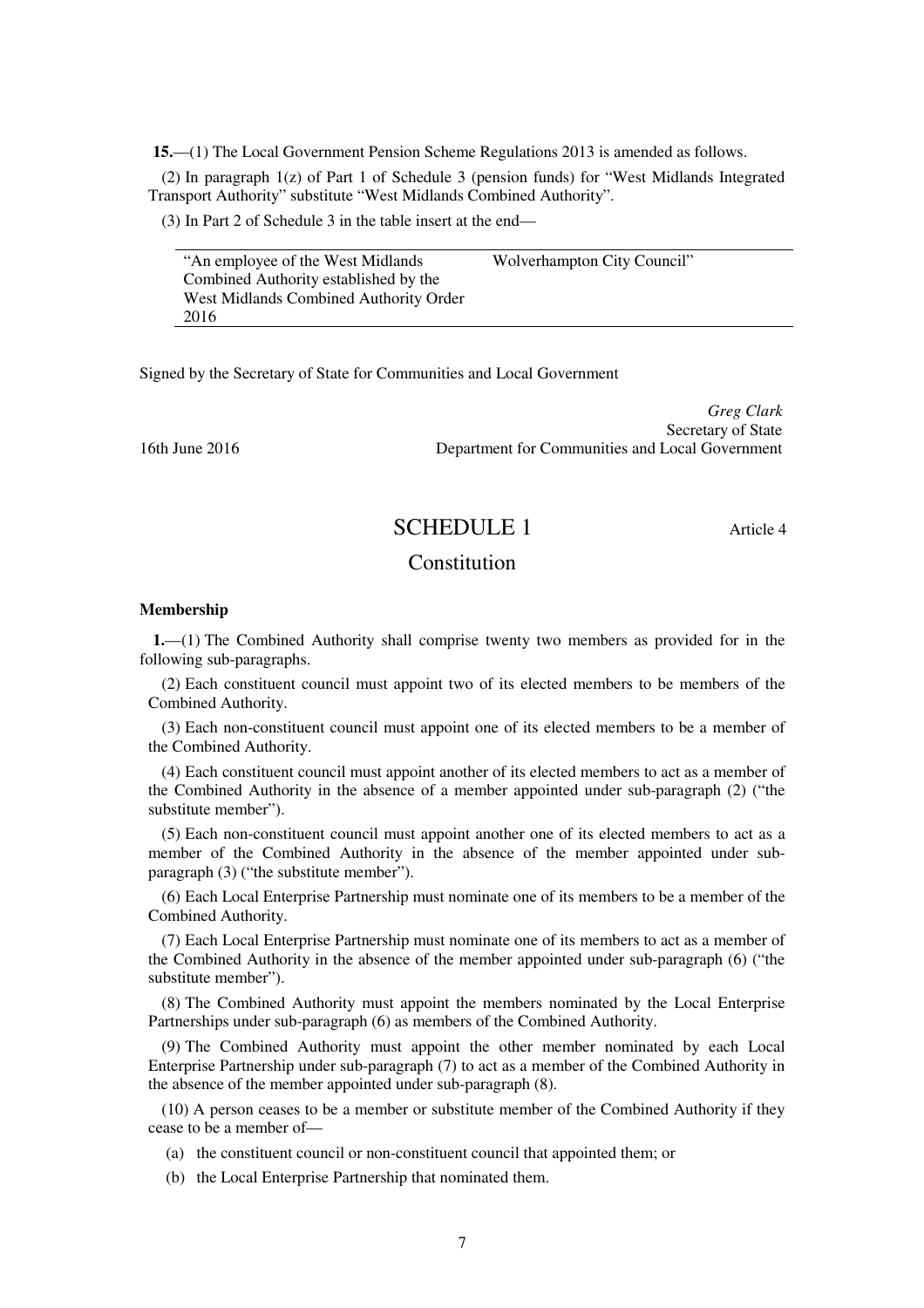**15.**—(1) The Local Government Pension Scheme Regulations 2013 is amended as follows.

(2) In paragraph 1(z) of Part 1 of Schedule 3 (pension funds) for "West Midlands Integrated Transport Authority" substitute "West Midlands Combined Authority".

(3) In Part 2 of Schedule 3 in the table insert at the end—

| | |
|---|---|
| "An employee of the West Midlands Combined Authority established by the West Midlands Combined Authority Order 2016 | Wolverhampton City Council" |

Signed by the Secretary of State for Communities and Local Government

*Greg Clark*
Secretary of State
Department for Communities and Local Government

16th June 2016

# SCHEDULE 1

Article 4

## Constitution

### Membership

**1.**—(1) The Combined Authority shall comprise twenty two members as provided for in the following sub-paragraphs.

(2) Each constituent council must appoint two of its elected members to be members of the Combined Authority.

(3) Each non-constituent council must appoint one of its elected members to be a member of the Combined Authority.

(4) Each constituent council must appoint another of its elected members to act as a member of the Combined Authority in the absence of a member appointed under sub-paragraph (2) ("the substitute member").

(5) Each non-constituent council must appoint another one of its elected members to act as a member of the Combined Authority in the absence of the member appointed under sub-paragraph (3) ("the substitute member").

(6) Each Local Enterprise Partnership must nominate one of its members to be a member of the Combined Authority.

(7) Each Local Enterprise Partnership must nominate one of its members to act as a member of the Combined Authority in the absence of the member appointed under sub-paragraph (6) ("the substitute member").

(8) The Combined Authority must appoint the members nominated by the Local Enterprise Partnerships under sub-paragraph (6) as members of the Combined Authority.

(9) The Combined Authority must appoint the other member nominated by each Local Enterprise Partnership under sub-paragraph (7) to act as a member of the Combined Authority in the absence of the member appointed under sub-paragraph (8).

(10) A person ceases to be a member or substitute member of the Combined Authority if they cease to be a member of—

(a) the constituent council or non-constituent council that appointed them; or

(b) the Local Enterprise Partnership that nominated them.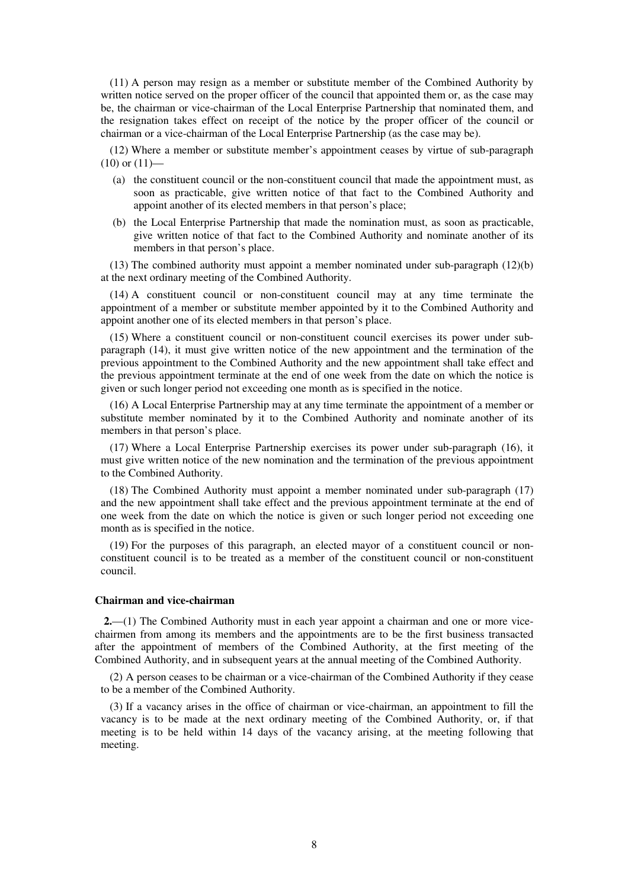(11) A person may resign as a member or substitute member of the Combined Authority by written notice served on the proper officer of the council that appointed them or, as the case may be, the chairman or vice-chairman of the Local Enterprise Partnership that nominated them, and the resignation takes effect on receipt of the notice by the proper officer of the council or chairman or a vice-chairman of the Local Enterprise Partnership (as the case may be).

(12) Where a member or substitute member's appointment ceases by virtue of sub-paragraph (10) or (11)—

- (a) the constituent council or the non-constituent council that made the appointment must, as soon as practicable, give written notice of that fact to the Combined Authority and appoint another of its elected members in that person's place;
- (b) the Local Enterprise Partnership that made the nomination must, as soon as practicable, give written notice of that fact to the Combined Authority and nominate another of its members in that person's place.

(13) The combined authority must appoint a member nominated under sub-paragraph (12)(b) at the next ordinary meeting of the Combined Authority.

(14) A constituent council or non-constituent council may at any time terminate the appointment of a member or substitute member appointed by it to the Combined Authority and appoint another one of its elected members in that person's place.

(15) Where a constituent council or non-constituent council exercises its power under sub-paragraph (14), it must give written notice of the new appointment and the termination of the previous appointment to the Combined Authority and the new appointment shall take effect and the previous appointment terminate at the end of one week from the date on which the notice is given or such longer period not exceeding one month as is specified in the notice.

(16) A Local Enterprise Partnership may at any time terminate the appointment of a member or substitute member nominated by it to the Combined Authority and nominate another of its members in that person's place.

(17) Where a Local Enterprise Partnership exercises its power under sub-paragraph (16), it must give written notice of the new nomination and the termination of the previous appointment to the Combined Authority.

(18) The Combined Authority must appoint a member nominated under sub-paragraph (17) and the new appointment shall take effect and the previous appointment terminate at the end of one week from the date on which the notice is given or such longer period not exceeding one month as is specified in the notice.

(19) For the purposes of this paragraph, an elected mayor of a constituent council or non-constituent council is to be treated as a member of the constituent council or non-constituent council.

### Chairman and vice-chairman

**2.**—(1) The Combined Authority must in each year appoint a chairman and one or more vice-chairmen from among its members and the appointments are to be the first business transacted after the appointment of members of the Combined Authority, at the first meeting of the Combined Authority, and in subsequent years at the annual meeting of the Combined Authority.

(2) A person ceases to be chairman or a vice-chairman of the Combined Authority if they cease to be a member of the Combined Authority.

(3) If a vacancy arises in the office of chairman or vice-chairman, an appointment to fill the vacancy is to be made at the next ordinary meeting of the Combined Authority, or, if that meeting is to be held within 14 days of the vacancy arising, at the meeting following that meeting.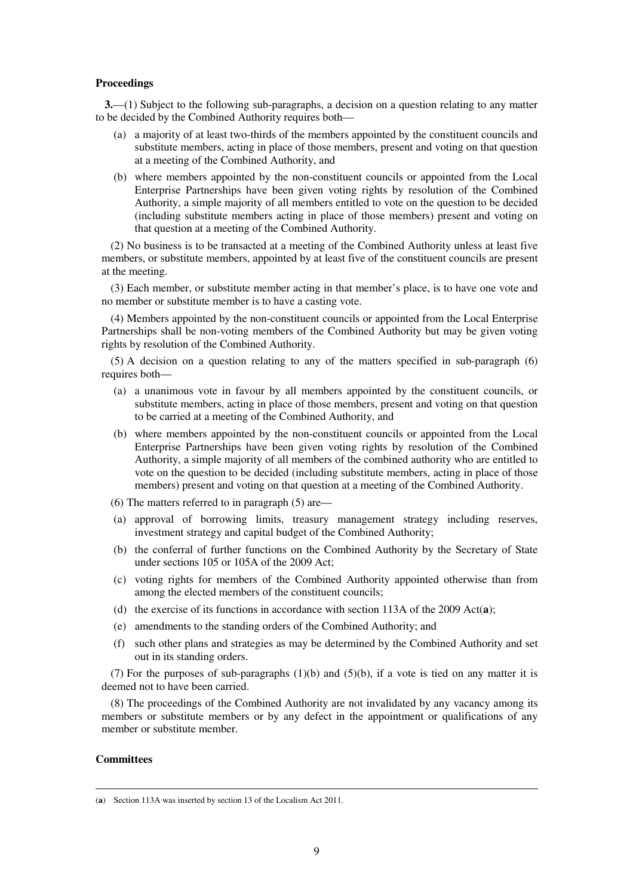**Proceedings**

**3.**—(1) Subject to the following sub-paragraphs, a decision on a question relating to any matter to be decided by the Combined Authority requires both—

(a) a majority of at least two-thirds of the members appointed by the constituent councils and substitute members, acting in place of those members, present and voting on that question at a meeting of the Combined Authority, and

(b) where members appointed by the non-constituent councils or appointed from the Local Enterprise Partnerships have been given voting rights by resolution of the Combined Authority, a simple majority of all members entitled to vote on the question to be decided (including substitute members acting in place of those members) present and voting on that question at a meeting of the Combined Authority.

(2) No business is to be transacted at a meeting of the Combined Authority unless at least five members, or substitute members, appointed by at least five of the constituent councils are present at the meeting.

(3) Each member, or substitute member acting in that member's place, is to have one vote and no member or substitute member is to have a casting vote.

(4) Members appointed by the non-constituent councils or appointed from the Local Enterprise Partnerships shall be non-voting members of the Combined Authority but may be given voting rights by resolution of the Combined Authority.

(5) A decision on a question relating to any of the matters specified in sub-paragraph (6) requires both—

(a) a unanimous vote in favour by all members appointed by the constituent councils, or substitute members, acting in place of those members, present and voting on that question to be carried at a meeting of the Combined Authority, and

(b) where members appointed by the non-constituent councils or appointed from the Local Enterprise Partnerships have been given voting rights by resolution of the Combined Authority, a simple majority of all members of the combined authority who are entitled to vote on the question to be decided (including substitute members, acting in place of those members) present and voting on that question at a meeting of the Combined Authority.

(6) The matters referred to in paragraph (5) are—

(a) approval of borrowing limits, treasury management strategy including reserves, investment strategy and capital budget of the Combined Authority;

(b) the conferral of further functions on the Combined Authority by the Secretary of State under sections 105 or 105A of the 2009 Act;

(c) voting rights for members of the Combined Authority appointed otherwise than from among the elected members of the constituent councils;

(d) the exercise of its functions in accordance with section 113A of the 2009 Act(**a**);

(e) amendments to the standing orders of the Combined Authority; and

(f) such other plans and strategies as may be determined by the Combined Authority and set out in its standing orders.

(7) For the purposes of sub-paragraphs (1)(b) and (5)(b), if a vote is tied on any matter it is deemed not to have been carried.

(8) The proceedings of the Combined Authority are not invalidated by any vacancy among its members or substitute members or by any defect in the appointment or qualifications of any member or substitute member.

**Committees**

---

(**a**) Section 113A was inserted by section 13 of the Localism Act 2011.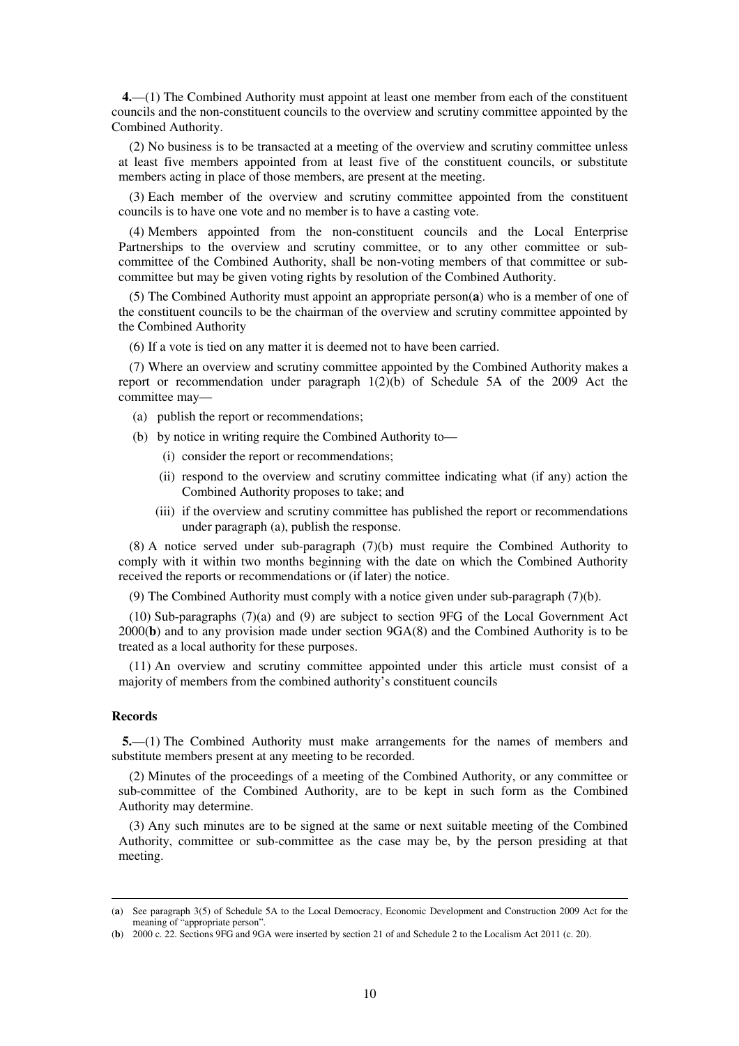**4.**—(1) The Combined Authority must appoint at least one member from each of the constituent councils and the non-constituent councils to the overview and scrutiny committee appointed by the Combined Authority.

(2) No business is to be transacted at a meeting of the overview and scrutiny committee unless at least five members appointed from at least five of the constituent councils, or substitute members acting in place of those members, are present at the meeting.

(3) Each member of the overview and scrutiny committee appointed from the constituent councils is to have one vote and no member is to have a casting vote.

(4) Members appointed from the non-constituent councils and the Local Enterprise Partnerships to the overview and scrutiny committee, or to any other committee or sub-committee of the Combined Authority, shall be non-voting members of that committee or sub-committee but may be given voting rights by resolution of the Combined Authority.

(5) The Combined Authority must appoint an appropriate person(**a**) who is a member of one of the constituent councils to be the chairman of the overview and scrutiny committee appointed by the Combined Authority

(6) If a vote is tied on any matter it is deemed not to have been carried.

(7) Where an overview and scrutiny committee appointed by the Combined Authority makes a report or recommendation under paragraph 1(2)(b) of Schedule 5A of the 2009 Act the committee may—

(a) publish the report or recommendations;

(b) by notice in writing require the Combined Authority to—

(i) consider the report or recommendations;

(ii) respond to the overview and scrutiny committee indicating what (if any) action the Combined Authority proposes to take; and

(iii) if the overview and scrutiny committee has published the report or recommendations under paragraph (a), publish the response.

(8) A notice served under sub-paragraph (7)(b) must require the Combined Authority to comply with it within two months beginning with the date on which the Combined Authority received the reports or recommendations or (if later) the notice.

(9) The Combined Authority must comply with a notice given under sub-paragraph (7)(b).

(10) Sub-paragraphs (7)(a) and (9) are subject to section 9FG of the Local Government Act 2000(**b**) and to any provision made under section 9GA(8) and the Combined Authority is to be treated as a local authority for these purposes.

(11) An overview and scrutiny committee appointed under this article must consist of a majority of members from the combined authority's constituent councils

**Records**

**5.**—(1) The Combined Authority must make arrangements for the names of members and substitute members present at any meeting to be recorded.

(2) Minutes of the proceedings of a meeting of the Combined Authority, or any committee or sub-committee of the Combined Authority, are to be kept in such form as the Combined Authority may determine.

(3) Any such minutes are to be signed at the same or next suitable meeting of the Combined Authority, committee or sub-committee as the case may be, by the person presiding at that meeting.

---

(**a**) See paragraph 3(5) of Schedule 5A to the Local Democracy, Economic Development and Construction 2009 Act for the meaning of "appropriate person".

(**b**) 2000 c. 22. Sections 9FG and 9GA were inserted by section 21 of and Schedule 2 to the Localism Act 2011 (c. 20).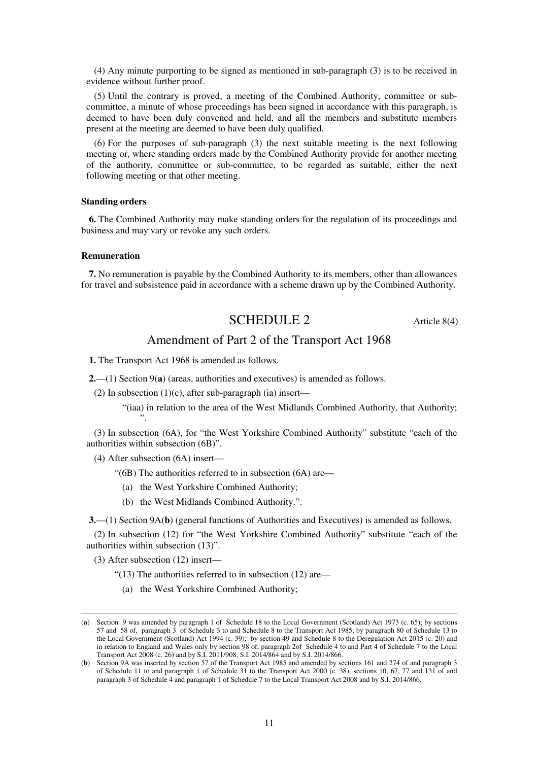(4) Any minute purporting to be signed as mentioned in sub-paragraph (3) is to be received in evidence without further proof.

(5) Until the contrary is proved, a meeting of the Combined Authority, committee or sub-committee, a minute of whose proceedings has been signed in accordance with this paragraph, is deemed to have been duly convened and held, and all the members and substitute members present at the meeting are deemed to have been duly qualified.

(6) For the purposes of sub-paragraph (3) the next suitable meeting is the next following meeting or, where standing orders made by the Combined Authority provide for another meeting of the authority, committee or sub-committee, to be regarded as suitable, either the next following meeting or that other meeting.

**Standing orders**

**6.** The Combined Authority may make standing orders for the regulation of its proceedings and business and may vary or revoke any such orders.

**Remuneration**

**7.** No remuneration is payable by the Combined Authority to its members, other than allowances for travel and subsistence paid in accordance with a scheme drawn up by the Combined Authority.

## SCHEDULE 2

Article 8(4)

## Amendment of Part 2 of the Transport Act 1968

**1.** The Transport Act 1968 is amended as follows.

**2.**—(1) Section 9(**a**) (areas, authorities and executives) is amended as follows.

(2) In subsection (1)(c), after sub-paragraph (ia) insert—

"(iaa) in relation to the area of the West Midlands Combined Authority, that Authority; ".

(3) In subsection (6A), for "the West Yorkshire Combined Authority" substitute "each of the authorities within subsection (6B)".

(4) After subsection (6A) insert—

"(6B) The authorities referred to in subsection (6A) are—

(a) the West Yorkshire Combined Authority;

(b) the West Midlands Combined Authority.".

**3.**—(1) Section 9A(**b**) (general functions of Authorities and Executives) is amended as follows.

(2) In subsection (12) for "the West Yorkshire Combined Authority" substitute "each of the authorities within subsection (13)".

(3) After subsection (12) insert—

"(13) The authorities referred to in subsection (12) are—

(a) the West Yorkshire Combined Authority;

---

(**a**) Section 9 was amended by paragraph 1 of Schedule 18 to the Local Government (Scotland) Act 1973 (c. 65); by sections 57 and 58 of, paragraph 3 of Schedule 3 to and Schedule 8 to the Transport Act 1985; by paragraph 80 of Schedule 13 to the Local Government (Scotland) Act 1994 (c. 39); by section 49 and Schedule 8 to the Deregulation Act 2015 (c. 20) and in relation to England and Wales only by section 98 of, paragraph 2of Schedule 4 to and Part 4 of Schedule 7 to the Local Transport Act 2008 (c. 26) and by S.I. 2011/908, S.I. 2014/864 and by S.I. 2014/866.

(**b**) Section 9A was inserted by section 57 of the Transport Act 1985 and amended by sections 161 and 274 of and paragraph 3 of Schedule 11 to and paragraph 1 of Schedule 31 to the Transport Act 2000 (c. 38), sections 10, 67, 77 and 131 of and paragraph 3 of Schedule 4 and paragraph 1 of Schedule 7 to the Local Transport Act 2008 and by S.I. 2014/866.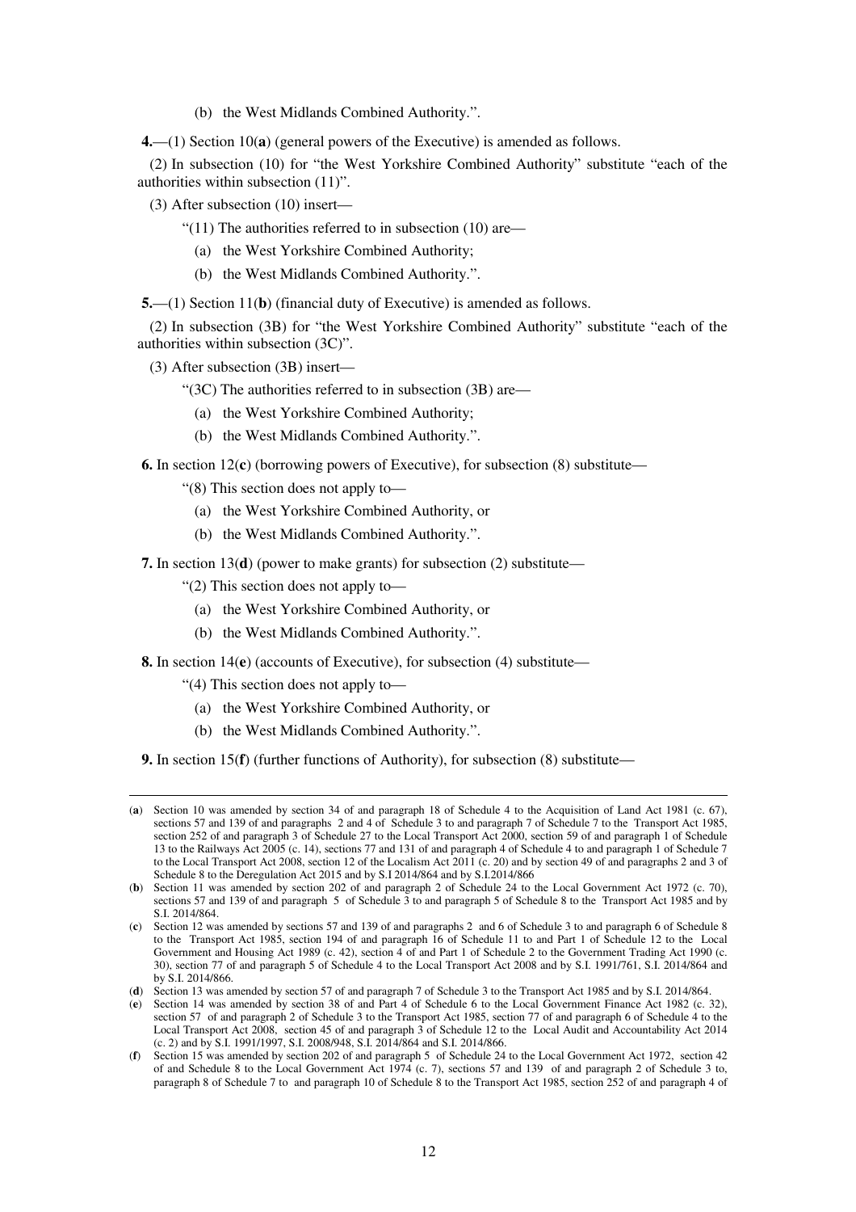(b) the West Midlands Combined Authority.”.

**4.**—(1) Section 10(**a**) (general powers of the Executive) is amended as follows.

(2) In subsection (10) for “the West Yorkshire Combined Authority” substitute “each of the authorities within subsection (11)”.

(3) After subsection (10) insert—

“(11) The authorities referred to in subsection (10) are—

(a) the West Yorkshire Combined Authority;

(b) the West Midlands Combined Authority.”.

**5.**—(1) Section 11(**b**) (financial duty of Executive) is amended as follows.

(2) In subsection (3B) for “the West Yorkshire Combined Authority” substitute “each of the authorities within subsection (3C)”.

(3) After subsection (3B) insert—

“(3C) The authorities referred to in subsection (3B) are—

(a) the West Yorkshire Combined Authority;

(b) the West Midlands Combined Authority.”.

**6.** In section 12(**c**) (borrowing powers of Executive), for subsection (8) substitute—

“(8) This section does not apply to—

(a) the West Yorkshire Combined Authority, or

(b) the West Midlands Combined Authority.”.

**7.** In section 13(**d**) (power to make grants) for subsection (2) substitute—

“(2) This section does not apply to—

(a) the West Yorkshire Combined Authority, or

(b) the West Midlands Combined Authority.”.

**8.** In section 14(**e**) (accounts of Executive), for subsection (4) substitute—

“(4) This section does not apply to—

(a) the West Yorkshire Combined Authority, or

(b) the West Midlands Combined Authority.”.

**9.** In section 15(**f**) (further functions of Authority), for subsection (8) substitute—

---

(**a**) Section 10 was amended by section 34 of and paragraph 18 of Schedule 4 to the Acquisition of Land Act 1981 (c. 67), sections 57 and 139 of and paragraphs 2 and 4 of Schedule 3 to and paragraph 7 of Schedule 7 to the Transport Act 1985, section 252 of and paragraph 3 of Schedule 27 to the Local Transport Act 2000, section 59 of and paragraph 1 of Schedule 13 to the Railways Act 2005 (c. 14), sections 77 and 131 of and paragraph 4 of Schedule 4 to and paragraph 1 of Schedule 7 to the Local Transport Act 2008, section 12 of the Localism Act 2011 (c. 20) and by section 49 of and paragraphs 2 and 3 of Schedule 8 to the Deregulation Act 2015 and by S.I 2014/864 and by S.I.2014/866

(**b**) Section 11 was amended by section 202 of and paragraph 2 of Schedule 24 to the Local Government Act 1972 (c. 70), sections 57 and 139 of and paragraph 5 of Schedule 3 to and paragraph 5 of Schedule 8 to the Transport Act 1985 and by S.I. 2014/864.

(**c**) Section 12 was amended by sections 57 and 139 of and paragraphs 2 and 6 of Schedule 3 to and paragraph 6 of Schedule 8 to the Transport Act 1985, section 194 of and paragraph 16 of Schedule 11 to and Part 1 of Schedule 12 to the Local Government and Housing Act 1989 (c. 42), section 4 of and Part 1 of Schedule 2 to the Government Trading Act 1990 (c. 30), section 77 of and paragraph 5 of Schedule 4 to the Local Transport Act 2008 and by S.I. 1991/761, S.I. 2014/864 and by S.I. 2014/866.

(**d**) Section 13 was amended by section 57 of and paragraph 7 of Schedule 3 to the Transport Act 1985 and by S.I. 2014/864.

(**e**) Section 14 was amended by section 38 of and Part 4 of Schedule 6 to the Local Government Finance Act 1982 (c. 32), section 57 of and paragraph 2 of Schedule 3 to the Transport Act 1985, section 77 of and paragraph 6 of Schedule 4 to the Local Transport Act 2008, section 45 of and paragraph 3 of Schedule 12 to the Local Audit and Accountability Act 2014 (c. 2) and by S.I. 1991/1997, S.I. 2008/948, S.I. 2014/864 and S.I. 2014/866.

(**f**) Section 15 was amended by section 202 of and paragraph 5 of Schedule 24 to the Local Government Act 1972, section 42 of and Schedule 8 to the Local Government Act 1974 (c. 7), sections 57 and 139 of and paragraph 2 of Schedule 3 to, paragraph 8 of Schedule 7 to and paragraph 10 of Schedule 8 to the Transport Act 1985, section 252 of and paragraph 4 of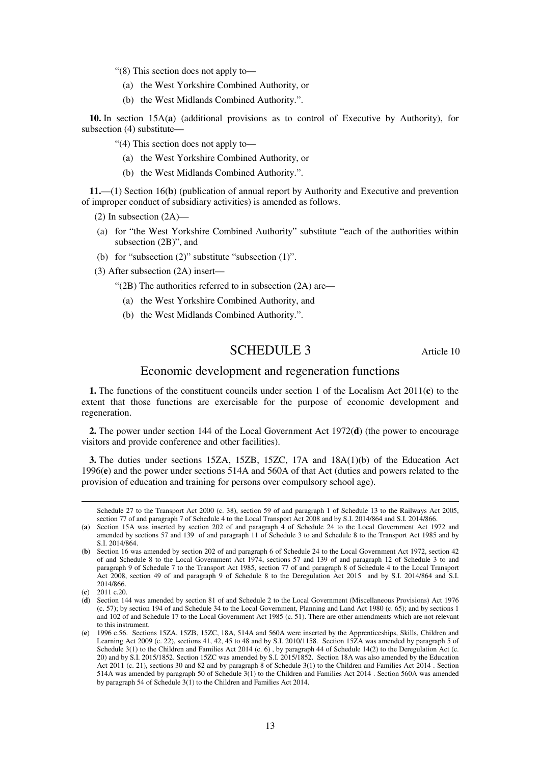"(8) This section does not apply to—

(a) the West Yorkshire Combined Authority, or

(b) the West Midlands Combined Authority.".

**10.** In section 15A(**a**) (additional provisions as to control of Executive by Authority), for subsection (4) substitute—

"(4) This section does not apply to—

(a) the West Yorkshire Combined Authority, or

(b) the West Midlands Combined Authority.".

**11.**—(1) Section 16(**b**) (publication of annual report by Authority and Executive and prevention of improper conduct of subsidiary activities) is amended as follows.

(2) In subsection (2A)—

(a) for "the West Yorkshire Combined Authority" substitute "each of the authorities within subsection (2B)", and

(b) for "subsection (2)" substitute "subsection (1)".

(3) After subsection (2A) insert—

"(2B) The authorities referred to in subsection (2A) are—

(a) the West Yorkshire Combined Authority, and

(b) the West Midlands Combined Authority.".

## SCHEDULE 3

Article 10

### Economic development and regeneration functions

**1.** The functions of the constituent councils under section 1 of the Localism Act 2011(**c**) to the extent that those functions are exercisable for the purpose of economic development and regeneration.

**2.** The power under section 144 of the Local Government Act 1972(**d**) (the power to encourage visitors and provide conference and other facilities).

**3.** The duties under sections 15ZA, 15ZB, 15ZC, 17A and 18A(1)(b) of the Education Act 1996(**e**) and the power under sections 514A and 560A of that Act (duties and powers related to the provision of education and training for persons over compulsory school age).

---

Schedule 27 to the Transport Act 2000 (c. 38), section 59 of and paragraph 1 of Schedule 13 to the Railways Act 2005, section 77 of and paragraph 7 of Schedule 4 to the Local Transport Act 2008 and by S.I. 2014/864 and S.I. 2014/866.

(**a**) Section 15A was inserted by section 202 of and paragraph 4 of Schedule 24 to the Local Government Act 1972 and amended by sections 57 and 139 of and paragraph 11 of Schedule 3 to and Schedule 8 to the Transport Act 1985 and by S.I. 2014/864.

(**b**) Section 16 was amended by section 202 of and paragraph 6 of Schedule 24 to the Local Government Act 1972, section 42 of and Schedule 8 to the Local Government Act 1974, sections 57 and 139 of and paragraph 12 of Schedule 3 to and paragraph 9 of Schedule 7 to the Transport Act 1985, section 77 of and paragraph 8 of Schedule 4 to the Local Transport Act 2008, section 49 of and paragraph 9 of Schedule 8 to the Deregulation Act 2015 and by S.I. 2014/864 and S.I. 2014/866.

(**c**) 2011 c.20.

(**d**) Section 144 was amended by section 81 of and Schedule 2 to the Local Government (Miscellaneous Provisions) Act 1976 (c. 57); by section 194 of and Schedule 34 to the Local Government, Planning and Land Act 1980 (c. 65); and by sections 1 and 102 of and Schedule 17 to the Local Government Act 1985 (c. 51). There are other amendments which are not relevant to this instrument.

(**e**) 1996 c.56. Sections 15ZA, 15ZB, 15ZC, 18A, 514A and 560A were inserted by the Apprenticeships, Skills, Children and Learning Act 2009 (c. 22), sections 41, 42, 45 to 48 and by S.I. 2010/1158. Section 15ZA was amended by paragraph 5 of Schedule 3(1) to the Children and Families Act 2014 (c. 6) , by paragraph 44 of Schedule 14(2) to the Deregulation Act (c. 20) and by S.I. 2015/1852. Section 15ZC was amended by S.I. 2015/1852. Section 18A was also amended by the Education Act 2011 (c. 21), sections 30 and 82 and by paragraph 8 of Schedule 3(1) to the Children and Families Act 2014 . Section 514A was amended by paragraph 50 of Schedule 3(1) to the Children and Families Act 2014 . Section 560A was amended by paragraph 54 of Schedule 3(1) to the Children and Families Act 2014.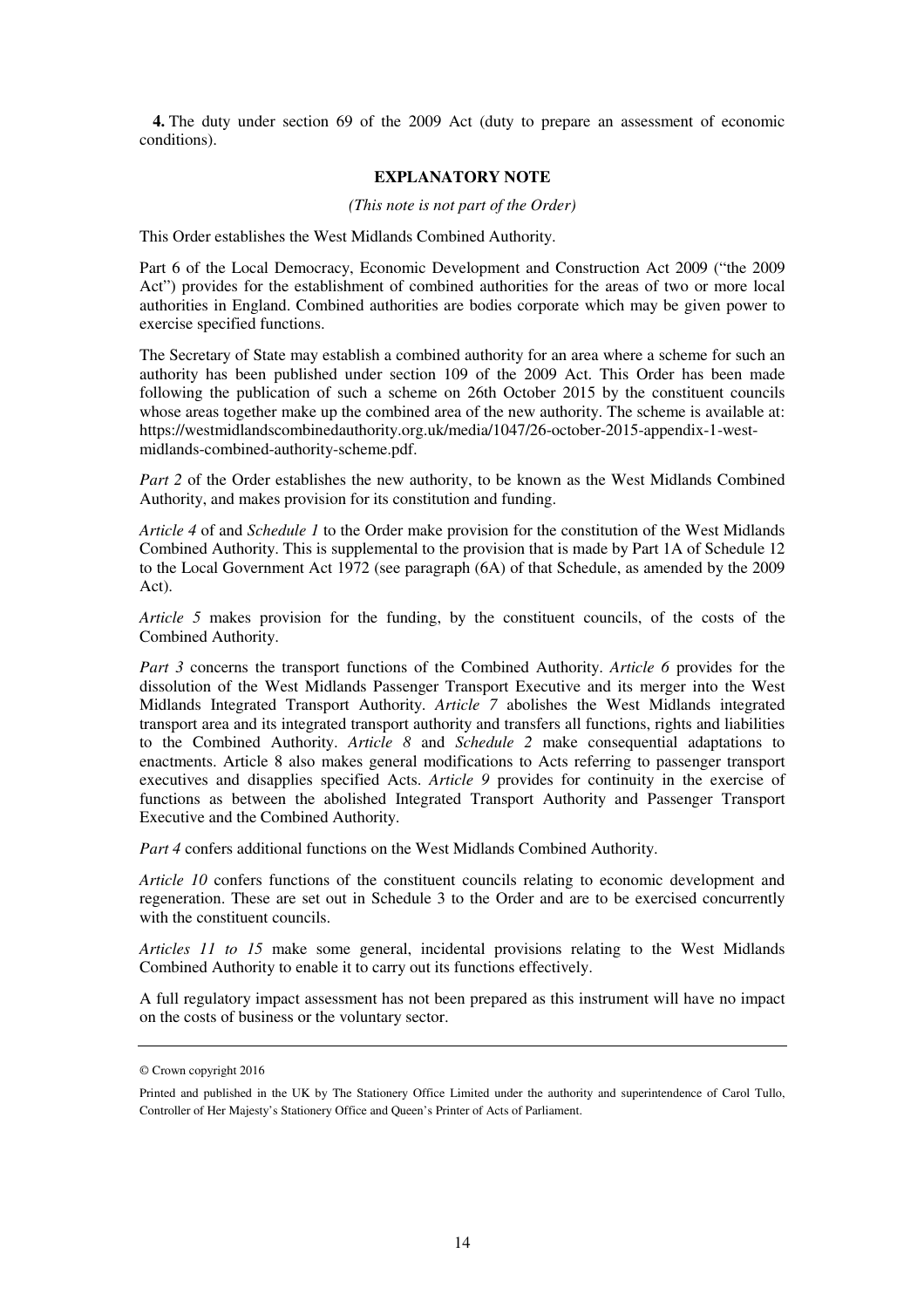**4.** The duty under section 69 of the 2009 Act (duty to prepare an assessment of economic conditions).

## EXPLANATORY NOTE

*(This note is not part of the Order)*

This Order establishes the West Midlands Combined Authority.

Part 6 of the Local Democracy, Economic Development and Construction Act 2009 ("the 2009 Act") provides for the establishment of combined authorities for the areas of two or more local authorities in England. Combined authorities are bodies corporate which may be given power to exercise specified functions.

The Secretary of State may establish a combined authority for an area where a scheme for such an authority has been published under section 109 of the 2009 Act. This Order has been made following the publication of such a scheme on 26th October 2015 by the constituent councils whose areas together make up the combined area of the new authority. The scheme is available at: https://westmidlandscombinedauthority.org.uk/media/1047/26-october-2015-appendix-1-west-midlands-combined-authority-scheme.pdf.

*Part 2* of the Order establishes the new authority, to be known as the West Midlands Combined Authority, and makes provision for its constitution and funding.

*Article 4* of and *Schedule 1* to the Order make provision for the constitution of the West Midlands Combined Authority. This is supplemental to the provision that is made by Part 1A of Schedule 12 to the Local Government Act 1972 (see paragraph (6A) of that Schedule, as amended by the 2009 Act).

*Article 5* makes provision for the funding, by the constituent councils, of the costs of the Combined Authority.

*Part 3* concerns the transport functions of the Combined Authority. *Article 6* provides for the dissolution of the West Midlands Passenger Transport Executive and its merger into the West Midlands Integrated Transport Authority. *Article 7* abolishes the West Midlands integrated transport area and its integrated transport authority and transfers all functions, rights and liabilities to the Combined Authority. *Article 8* and *Schedule 2* make consequential adaptations to enactments. Article 8 also makes general modifications to Acts referring to passenger transport executives and disapplies specified Acts. *Article 9* provides for continuity in the exercise of functions as between the abolished Integrated Transport Authority and Passenger Transport Executive and the Combined Authority.

*Part 4* confers additional functions on the West Midlands Combined Authority.

*Article 10* confers functions of the constituent councils relating to economic development and regeneration. These are set out in Schedule 3 to the Order and are to be exercised concurrently with the constituent councils.

*Articles 11 to 15* make some general, incidental provisions relating to the West Midlands Combined Authority to enable it to carry out its functions effectively.

A full regulatory impact assessment has not been prepared as this instrument will have no impact on the costs of business or the voluntary sector.

---

© Crown copyright 2016

Printed and published in the UK by The Stationery Office Limited under the authority and superintendence of Carol Tullo, Controller of Her Majesty's Stationery Office and Queen's Printer of Acts of Parliament.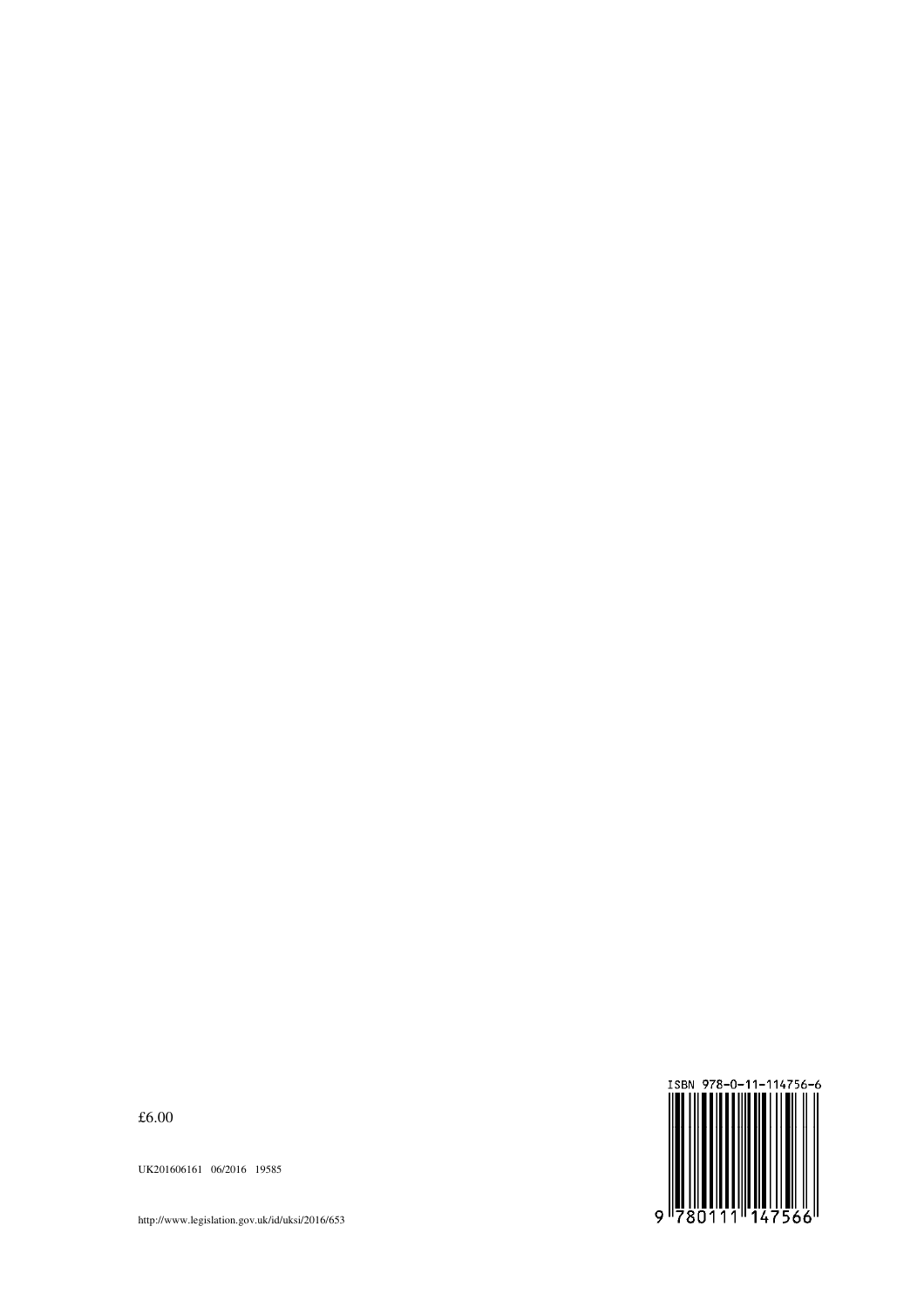£6.00

UK201606161 06/2016 19585

http://www.legislation.gov.uk/id/uksi/2016/653

ISBN 978-0-11-114756-6

9 780111 147566